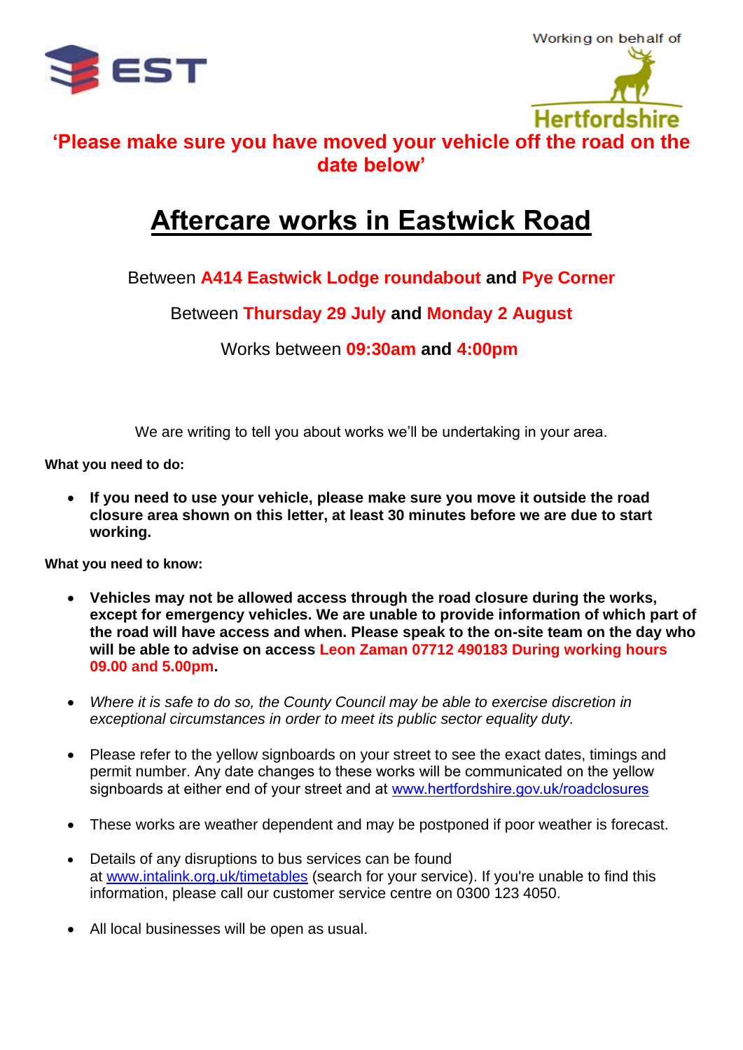EST

Working on behalf of

Hertfordshire

**'Please make sure you have moved your vehicle off the road on the date below'**

# Aftercare works in Eastwick Road

Between **A414 Eastwick Lodge roundabout** and **Pye Corner**

Between **Thursday 29 July** and **Monday 2 August**

Works between **09:30am** and **4:00pm**

We are writing to tell you about works we'll be undertaking in your area.

**What you need to do:**

- **If you need to use your vehicle, please make sure you move it outside the road closure area shown on this letter, at least 30 minutes before we are due to start working.**

**What you need to know:**

- **Vehicles may not be allowed access through the road closure during the works, except for emergency vehicles. We are unable to provide information of which part of the road will have access and when. Please speak to the on-site team on the day who will be able to advise on access Leon Zaman 07712 490183 During working hours 09.00 and 5.00pm.**

- *Where it is safe to do so, the County Council may be able to exercise discretion in exceptional circumstances in order to meet its public sector equality duty.*

- Please refer to the yellow signboards on your street to see the exact dates, timings and permit number. Any date changes to these works will be communicated on the yellow signboards at either end of your street and at www.hertfordshire.gov.uk/roadclosures

- These works are weather dependent and may be postponed if poor weather is forecast.

- Details of any disruptions to bus services can be found at www.intalink.org.uk/timetables (search for your service). If you're unable to find this information, please call our customer service centre on 0300 123 4050.

- All local businesses will be open as usual.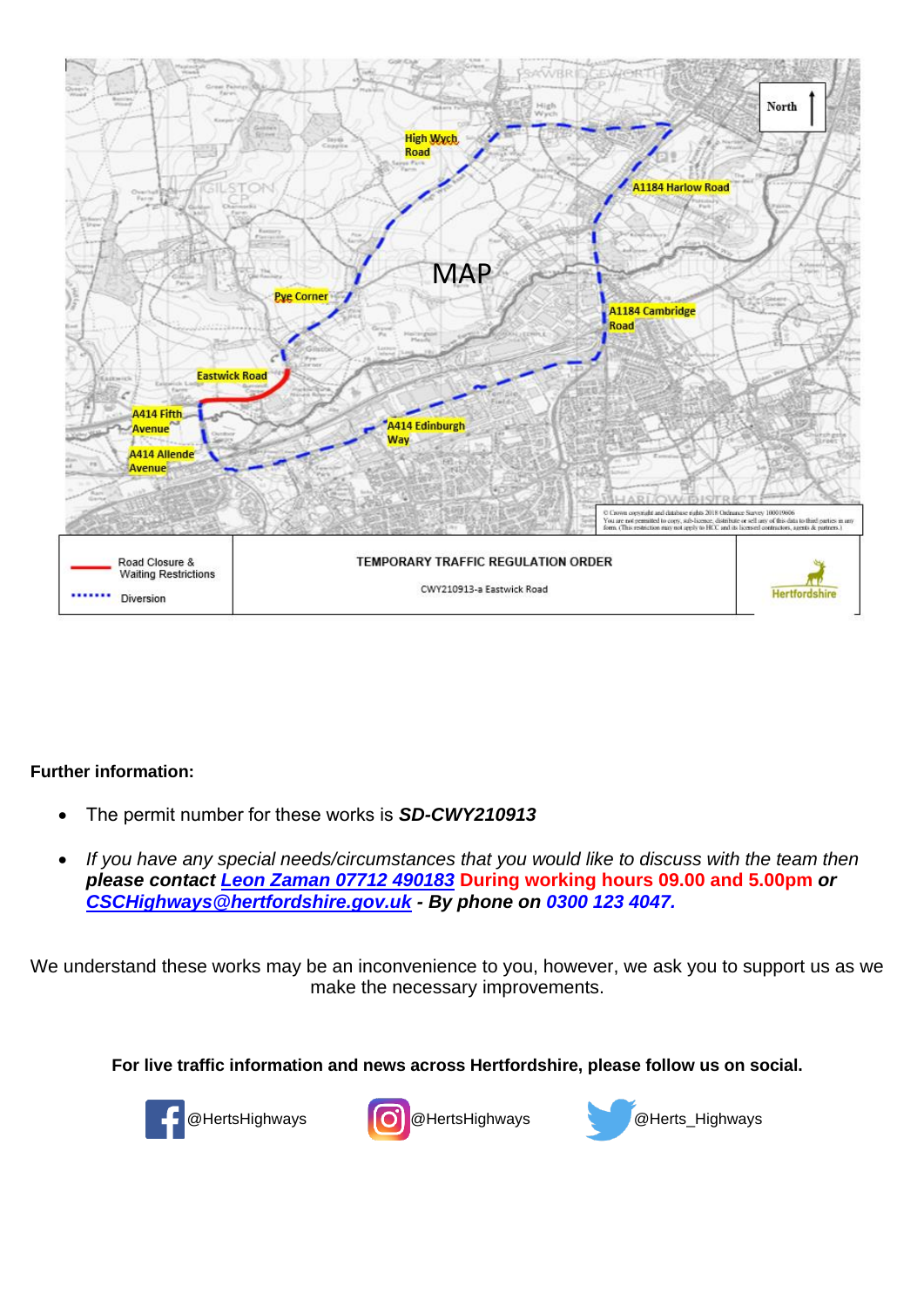MAP

North

High Wych Road

A1184 Harlow Road

Pye Corner

A1184 Cambridge Road

Eastwick Road

A414 Fifth Avenue

A414 Edinburgh Way

A414 Allende Avenue

© Crown copyright and database rights 2018 Ordnance Survey 100019606
You are not permitted to copy, sub-licence, distribute or sell any of this data to third parties in any form. (This restriction may not apply to HCC and its licensed contractors, agents & partners.)

| | | |
|---|---|---|
| Road Closure & Waiting Restrictions<br>Diversion | TEMPORARY TRAFFIC REGULATION ORDER<br>CWY210913-a Eastwick Road | Hertfordshire |

**Further information:**

- The permit number for these works is ***SD-CWY210913***
- *If you have any special needs/circumstances that you would like to discuss with the team then* ***please contact*** ***Leon Zaman 07712 490183*** **During working hours 09.00 and 5.00pm** ***or*** ***CSCHighways@hertfordshire.gov.uk*** ***- By phone on 0300 123 4047.***

We understand these works may be an inconvenience to you, however, we ask you to support us as we make the necessary improvements.

**For live traffic information and news across Hertfordshire, please follow us on social.**

@HertsHighways @HertsHighways @Herts_Highways